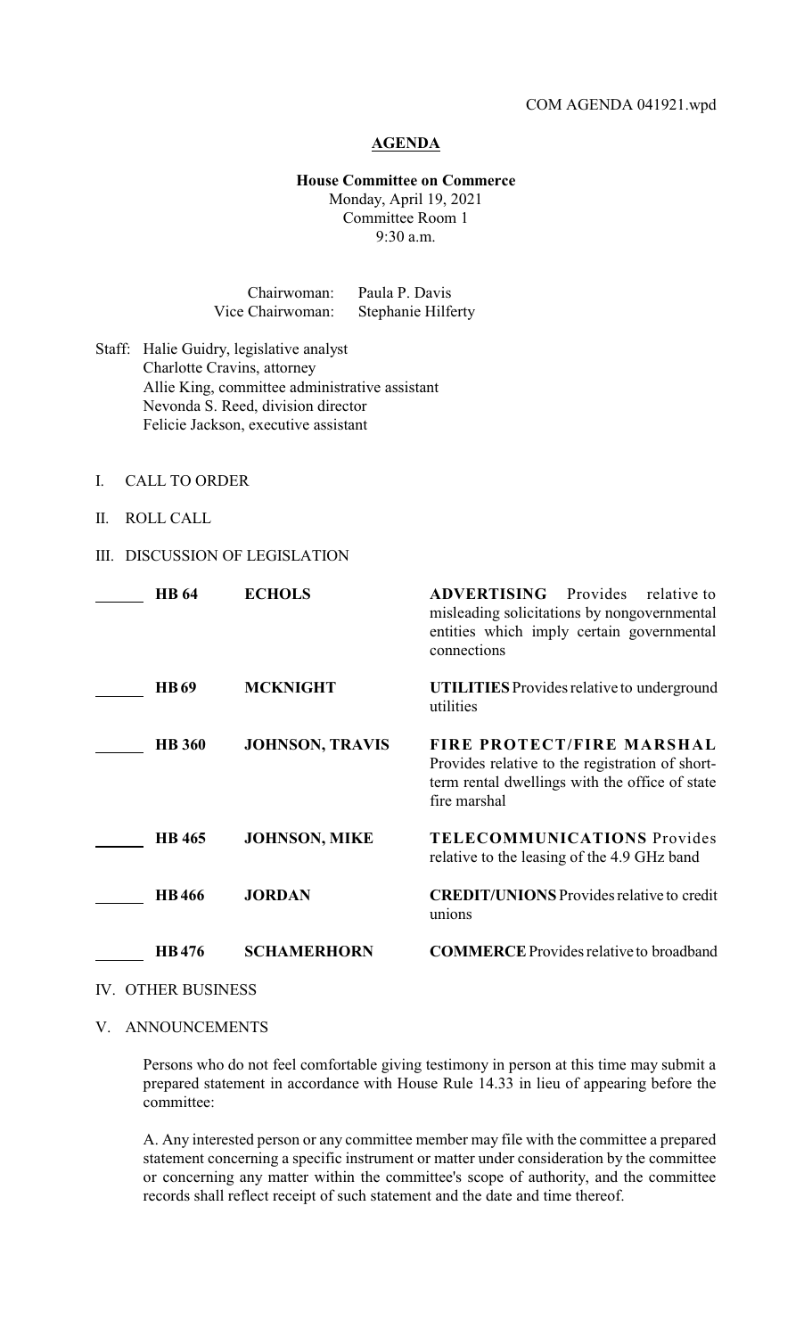COM AGENDA 041921.wpd

# AGENDA

**House Committee on Commerce**
Monday, April 19, 2021
Committee Room 1
9:30 a.m.

Chairwoman: Paula P. Davis
Vice Chairwoman: Stephanie Hilferty

Staff: Halie Guidry, legislative analyst
Charlotte Cravins, attorney
Allie King, committee administrative assistant
Nevonda S. Reed, division director
Felicie Jackson, executive assistant

I. CALL TO ORDER

II. ROLL CALL

III. DISCUSSION OF LEGISLATION

| | Bill | Author | Description |
|---|---|---|---|
| ______ | **HB 64** | **ECHOLS** | **ADVERTISING** Provides relative to misleading solicitations by nongovernmental entities which imply certain governmental connections |
| ______ | **HB 69** | **MCKNIGHT** | **UTILITIES** Provides relative to underground utilities |
| ______ | **HB 360** | **JOHNSON, TRAVIS** | **FIRE PROTECT/FIRE MARSHAL** Provides relative to the registration of short-term rental dwellings with the office of state fire marshal |
| ______ | **HB 465** | **JOHNSON, MIKE** | **TELECOMMUNICATIONS** Provides relative to the leasing of the 4.9 GHz band |
| ______ | **HB 466** | **JORDAN** | **CREDIT/UNIONS** Provides relative to credit unions |
| ______ | **HB 476** | **SCHAMERHORN** | **COMMERCE** Provides relative to broadband |

IV. OTHER BUSINESS

V. ANNOUNCEMENTS

Persons who do not feel comfortable giving testimony in person at this time may submit a prepared statement in accordance with House Rule 14.33 in lieu of appearing before the committee:

A. Any interested person or any committee member may file with the committee a prepared statement concerning a specific instrument or matter under consideration by the committee or concerning any matter within the committee's scope of authority, and the committee records shall reflect receipt of such statement and the date and time thereof.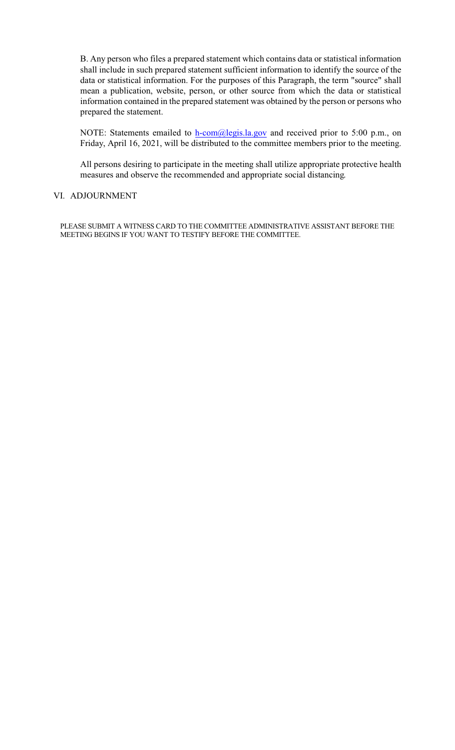B. Any person who files a prepared statement which contains data or statistical information shall include in such prepared statement sufficient information to identify the source of the data or statistical information. For the purposes of this Paragraph, the term "source" shall mean a publication, website, person, or other source from which the data or statistical information contained in the prepared statement was obtained by the person or persons who prepared the statement.

NOTE: Statements emailed to h-com@legis.la.gov and received prior to 5:00 p.m., on Friday, April 16, 2021, will be distributed to the committee members prior to the meeting.

All persons desiring to participate in the meeting shall utilize appropriate protective health measures and observe the recommended and appropriate social distancing.

## VI. ADJOURNMENT

PLEASE SUBMIT A WITNESS CARD TO THE COMMITTEE ADMINISTRATIVE ASSISTANT BEFORE THE MEETING BEGINS IF YOU WANT TO TESTIFY BEFORE THE COMMITTEE.